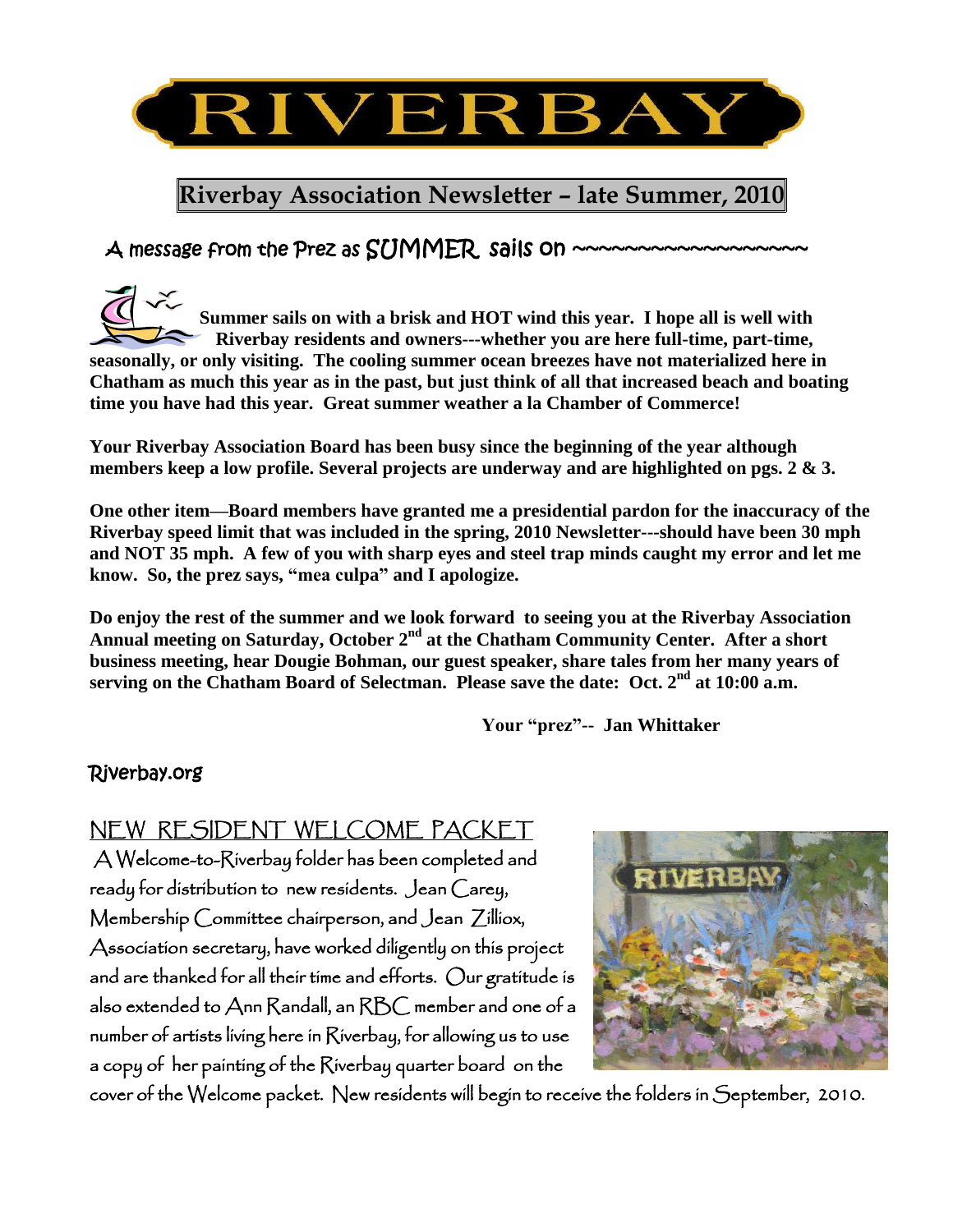# RIVERBAY

## Riverbay Association Newsletter – late Summer, 2010

### A message from the Prez as SUMMER sails on ~~~~~~~~~~~~~~~~~

**Summer sails on with a brisk and HOT wind this year. I hope all is well with Riverbay residents and owners---whether you are here full-time, part-time, seasonally, or only visiting. The cooling summer ocean breezes have not materialized here in Chatham as much this year as in the past, but just think of all that increased beach and boating time you have had this year. Great summer weather a la Chamber of Commerce!**

**Your Riverbay Association Board has been busy since the beginning of the year although members keep a low profile. Several projects are underway and are highlighted on pgs. 2 & 3.**

**One other item—Board members have granted me a presidential pardon for the inaccuracy of the Riverbay speed limit that was included in the spring, 2010 Newsletter---should have been 30 mph and NOT 35 mph. A few of you with sharp eyes and steel trap minds caught my error and let me know. So, the prez says, "mea culpa" and I apologize.**

**Do enjoy the rest of the summer and we look forward to seeing you at the Riverbay Association Annual meeting on Saturday, October 2nd at the Chatham Community Center. After a short business meeting, hear Dougie Bohman, our guest speaker, share tales from her many years of serving on the Chatham Board of Selectman. Please save the date: Oct. 2nd at 10:00 a.m.**

**Your "prez"-- Jan Whittaker**

Riverbay.org

## NEW RESIDENT WELCOME PACKET

A Welcome-to-Riverbay folder has been completed and ready for distribution to new residents. Jean Carey, Membership Committee chairperson, and Jean Zilliox, Association secretary, have worked diligently on this project and are thanked for all their time and efforts. Our gratitude is also extended to Ann Randall, an RBC member and one of a number of artists living here in Riverbay, for allowing us to use a copy of her painting of the Riverbay quarter board on the cover of the Welcome packet. New residents will begin to receive the folders in September, 2010.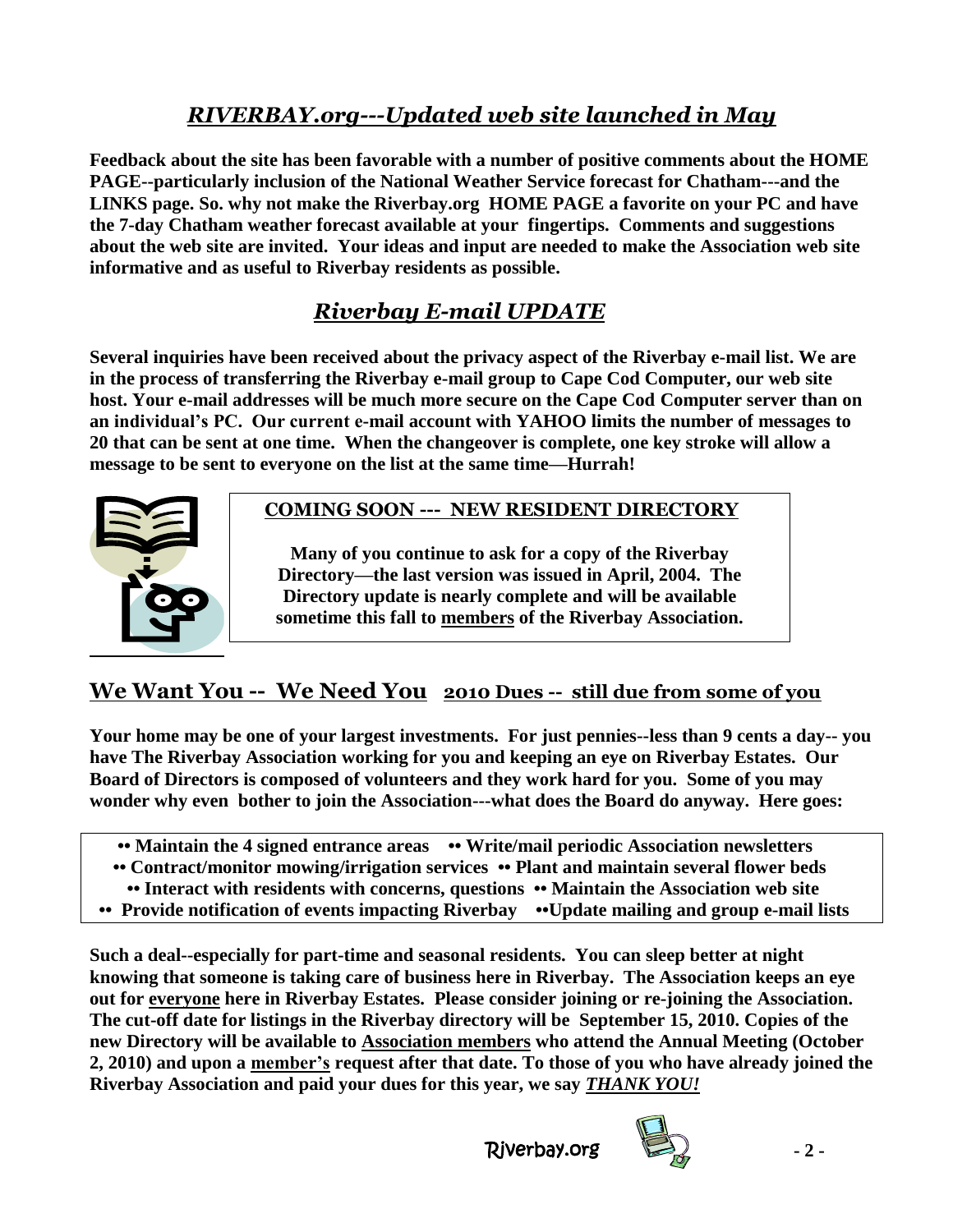## *RIVERBAY.org---Updated web site launched in May*

**Feedback about the site has been favorable with a number of positive comments about the HOME PAGE--particularly inclusion of the National Weather Service forecast for Chatham---and the LINKS page. So. why not make the Riverbay.org HOME PAGE a favorite on your PC and have the 7-day Chatham weather forecast available at your fingertips. Comments and suggestions about the web site are invited. Your ideas and input are needed to make the Association web site informative and as useful to Riverbay residents as possible.**

## *Riverbay E-mail UPDATE*

**Several inquiries have been received about the privacy aspect of the Riverbay e-mail list. We are in the process of transferring the Riverbay e-mail group to Cape Cod Computer, our web site host. Your e-mail addresses will be much more secure on the Cape Cod Computer server than on an individual's PC. Our current e-mail account with YAHOO limits the number of messages to 20 that can be sent at one time. When the changeover is complete, one key stroke will allow a message to be sent to everyone on the list at the same time—Hurrah!**

### COMING SOON --- NEW RESIDENT DIRECTORY

**Many of you continue to ask for a copy of the Riverbay Directory—the last version was issued in April, 2004. The Directory update is nearly complete and will be available sometime this fall to members of the Riverbay Association.**

## We Want You -- We Need You 2010 Dues -- still due from some of you

**Your home may be one of your largest investments. For just pennies--less than 9 cents a day-- you have The Riverbay Association working for you and keeping an eye on Riverbay Estates. Our Board of Directors is composed of volunteers and they work hard for you. Some of you may wonder why even bother to join the Association---what does the Board do anyway. Here goes:**

- **Maintain the 4 signed entrance areas**
- **Write/mail periodic Association newsletters**
- **Contract/monitor mowing/irrigation services**
- **Plant and maintain several flower beds**
- **Interact with residents with concerns, questions**
- **Maintain the Association web site**
- **Provide notification of events impacting Riverbay**
- **Update mailing and group e-mail lists**

**Such a deal--especially for part-time and seasonal residents. You can sleep better at night knowing that someone is taking care of business here in Riverbay. The Association keeps an eye out for everyone here in Riverbay Estates. Please consider joining or re-joining the Association. The cut-off date for listings in the Riverbay directory will be September 15, 2010. Copies of the new Directory will be available to Association members who attend the Annual Meeting (October 2, 2010) and upon a member's request after that date. To those of you who have already joined the Riverbay Association and paid your dues for this year, we say *THANK YOU!***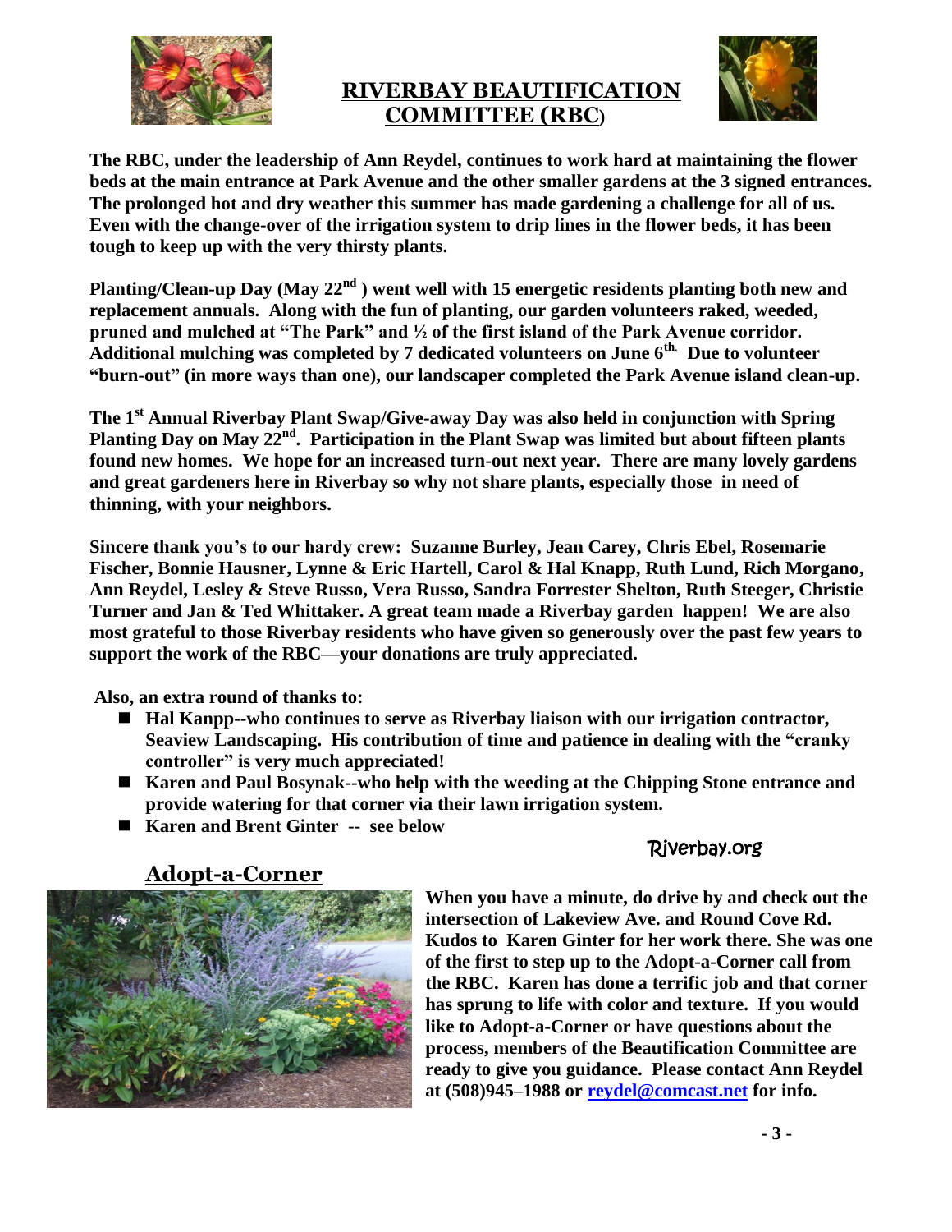# RIVERBAY BEAUTIFICATION COMMITTEE (RBC)

**The RBC, under the leadership of Ann Reydel, continues to work hard at maintaining the flower beds at the main entrance at Park Avenue and the other smaller gardens at the 3 signed entrances. The prolonged hot and dry weather this summer has made gardening a challenge for all of us. Even with the change-over of the irrigation system to drip lines in the flower beds, it has been tough to keep up with the very thirsty plants.**

**Planting/Clean-up Day (May 22nd) went well with 15 energetic residents planting both new and replacement annuals. Along with the fun of planting, our garden volunteers raked, weeded, pruned and mulched at "The Park" and ½ of the first island of the Park Avenue corridor. Additional mulching was completed by 7 dedicated volunteers on June 6th. Due to volunteer "burn-out" (in more ways than one), our landscaper completed the Park Avenue island clean-up.**

**The 1st Annual Riverbay Plant Swap/Give-away Day was also held in conjunction with Spring Planting Day on May 22nd. Participation in the Plant Swap was limited but about fifteen plants found new homes. We hope for an increased turn-out next year. There are many lovely gardens and great gardeners here in Riverbay so why not share plants, especially those in need of thinning, with your neighbors.**

**Sincere thank you's to our hardy crew: Suzanne Burley, Jean Carey, Chris Ebel, Rosemarie Fischer, Bonnie Hausner, Lynne & Eric Hartell, Carol & Hal Knapp, Ruth Lund, Rich Morgano, Ann Reydel, Lesley & Steve Russo, Vera Russo, Sandra Forrester Shelton, Ruth Steeger, Christie Turner and Jan & Ted Whittaker. A great team made a Riverbay garden happen! We are also most grateful to those Riverbay residents who have given so generously over the past few years to support the work of the RBC—your donations are truly appreciated.**

**Also, an extra round of thanks to:**

- **Hal Kanpp--who continues to serve as Riverbay liaison with our irrigation contractor, Seaview Landscaping. His contribution of time and patience in dealing with the "cranky controller" is very much appreciated!**
- **Karen and Paul Bosynak--who help with the weeding at the Chipping Stone entrance and provide watering for that corner via their lawn irrigation system.**
- **Karen and Brent Ginter -- see below**

Riverbay.org

## Adopt-a-Corner

**When you have a minute, do drive by and check out the intersection of Lakeview Ave. and Round Cove Rd. Kudos to Karen Ginter for her work there. She was one of the first to step up to the Adopt-a-Corner call from the RBC. Karen has done a terrific job and that corner has sprung to life with color and texture. If you would like to Adopt-a-Corner or have questions about the process, members of the Beautification Committee are ready to give you guidance. Please contact Ann Reydel at (508)945–1988 or [reydel@comcast.net](mailto:reydel@comcast.net) for info.**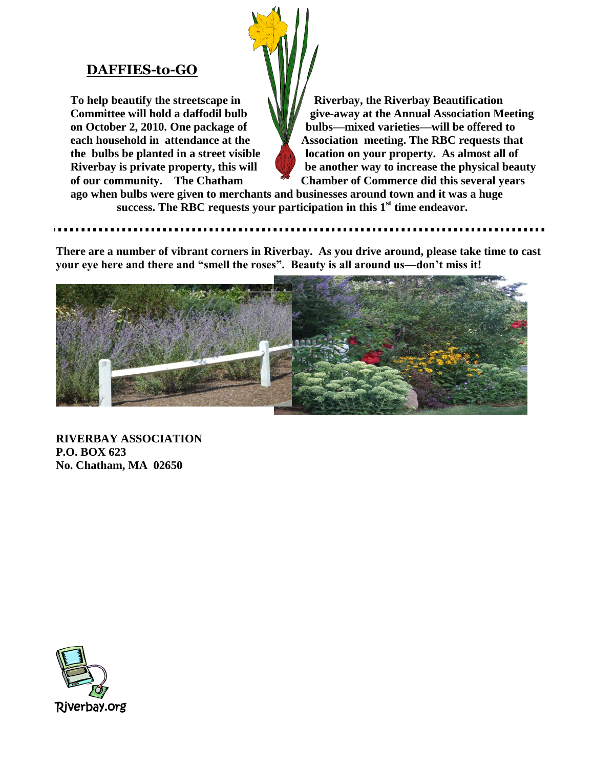## DAFFIES-to-GO

**To help beautify the streetscape in Riverbay, the Riverbay Beautification Committee will hold a daffodil bulb give-away at the Annual Association Meeting on October 2, 2010. One package of bulbs—mixed varieties—will be offered to each household in attendance at the Association meeting. The RBC requests that the bulbs be planted in a street visible location on your property. As almost all of Riverbay is private property, this will be another way to increase the physical beauty of our community. The Chatham Chamber of Commerce did this several years ago when bulbs were given to merchants and businesses around town and it was a huge success. The RBC requests your participation in this 1st time endeavor.**

---

**There are a number of vibrant corners in Riverbay. As you drive around, please take time to cast your eye here and there and "smell the roses". Beauty is all around us—don't miss it!**

**RIVERBAY ASSOCIATION**
**P.O. BOX 623**
**No. Chatham, MA 02650**

Riverbay.org